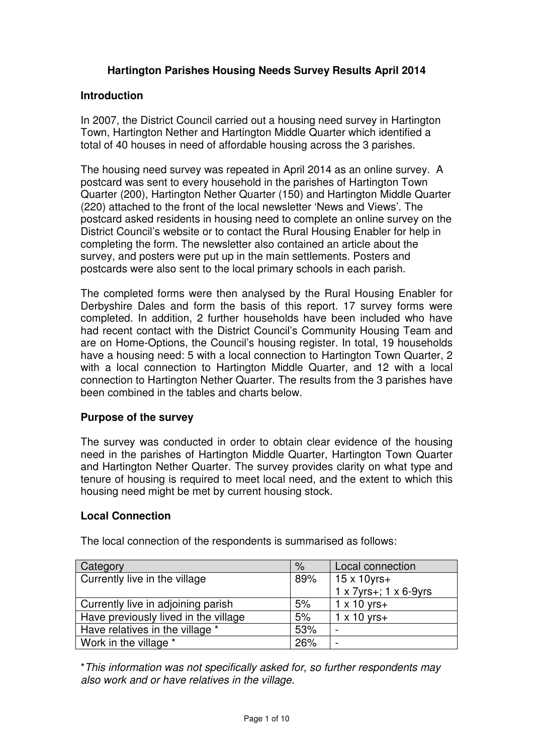# Hartington Parishes Housing Needs Survey Results April 2014

## Introduction

In 2007, the District Council carried out a housing need survey in Hartington Town, Hartington Nether and Hartington Middle Quarter which identified a total of 40 houses in need of affordable housing across the 3 parishes.

The housing need survey was repeated in April 2014 as an online survey. A postcard was sent to every household in the parishes of Hartington Town Quarter (200), Hartington Nether Quarter (150) and Hartington Middle Quarter (220) attached to the front of the local newsletter 'News and Views'. The postcard asked residents in housing need to complete an online survey on the District Council's website or to contact the Rural Housing Enabler for help in completing the form. The newsletter also contained an article about the survey, and posters were put up in the main settlements. Posters and postcards were also sent to the local primary schools in each parish.

The completed forms were then analysed by the Rural Housing Enabler for Derbyshire Dales and form the basis of this report. 17 survey forms were completed. In addition, 2 further households have been included who have had recent contact with the District Council's Community Housing Team and are on Home-Options, the Council's housing register. In total, 19 households have a housing need: 5 with a local connection to Hartington Town Quarter, 2 with a local connection to Hartington Middle Quarter, and 12 with a local connection to Hartington Nether Quarter. The results from the 3 parishes have been combined in the tables and charts below.

## Purpose of the survey

The survey was conducted in order to obtain clear evidence of the housing need in the parishes of Hartington Middle Quarter, Hartington Town Quarter and Hartington Nether Quarter. The survey provides clarity on what type and tenure of housing is required to meet local need, and the extent to which this housing need might be met by current housing stock.

## Local Connection

The local connection of the respondents is summarised as follows:

| Category | % | Local connection |
|---|---|---|
| Currently live in the village | 89% | 15 x 10yrs+<br>1 x 7yrs+; 1 x 6-9yrs |
| Currently live in adjoining parish | 5% | 1 x 10 yrs+ |
| Have previously lived in the village | 5% | 1 x 10 yrs+ |
| Have relatives in the village * | 53% | - |
| Work in the village * | 26% | - |

*\*This information was not specifically asked for, so further respondents may also work and or have relatives in the village.*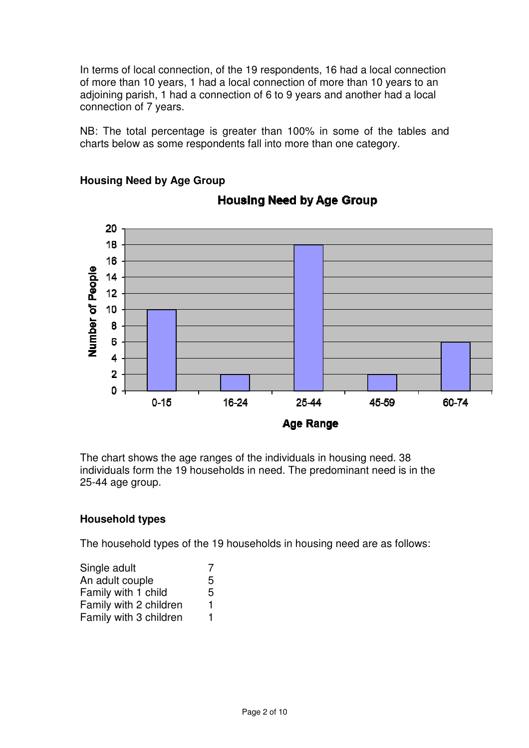In terms of local connection, of the 19 respondents, 16 had a local connection of more than 10 years, 1 had a local connection of more than 10 years to an adjoining parish, 1 had a connection of 6 to 9 years and another had a local connection of 7 years.

NB: The total percentage is greater than 100% in some of the tables and charts below as some respondents fall into more than one category.

**Housing Need by Age Group**

The chart shows the age ranges of the individuals in housing need. 38 individuals form the 19 households in need. The predominant need is in the 25-44 age group.

**Household types**

The household types of the 19 households in housing need are as follows:

| | |
|---|---|
| Single adult | 7 |
| An adult couple | 5 |
| Family with 1 child | 5 |
| Family with 2 children | 1 |
| Family with 3 children | 1 |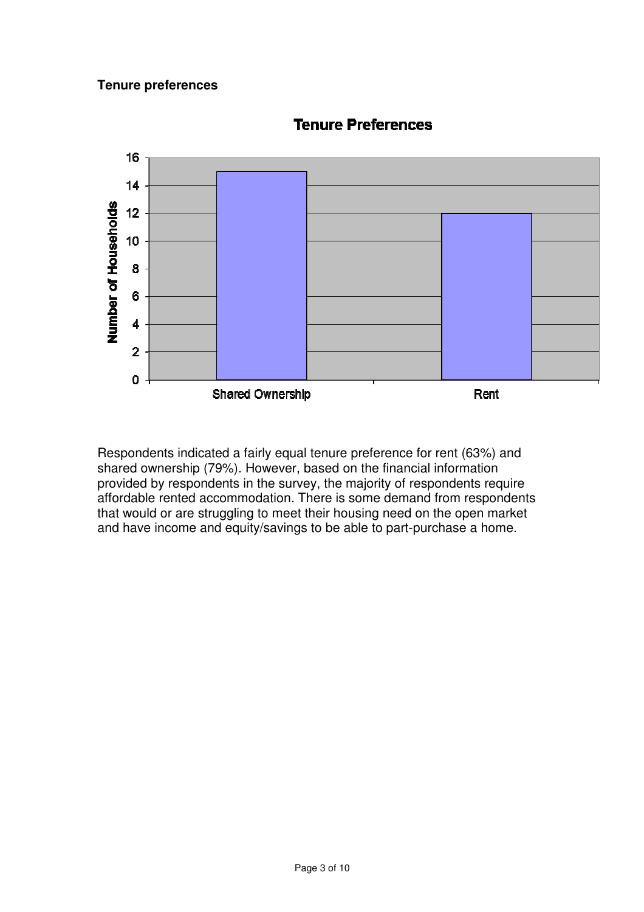**Tenure preferences**

Respondents indicated a fairly equal tenure preference for rent (63%) and shared ownership (79%). However, based on the financial information provided by respondents in the survey, the majority of respondents require affordable rented accommodation. There is some demand from respondents that would or are struggling to meet their housing need on the open market and have income and equity/savings to be able to part-purchase a home.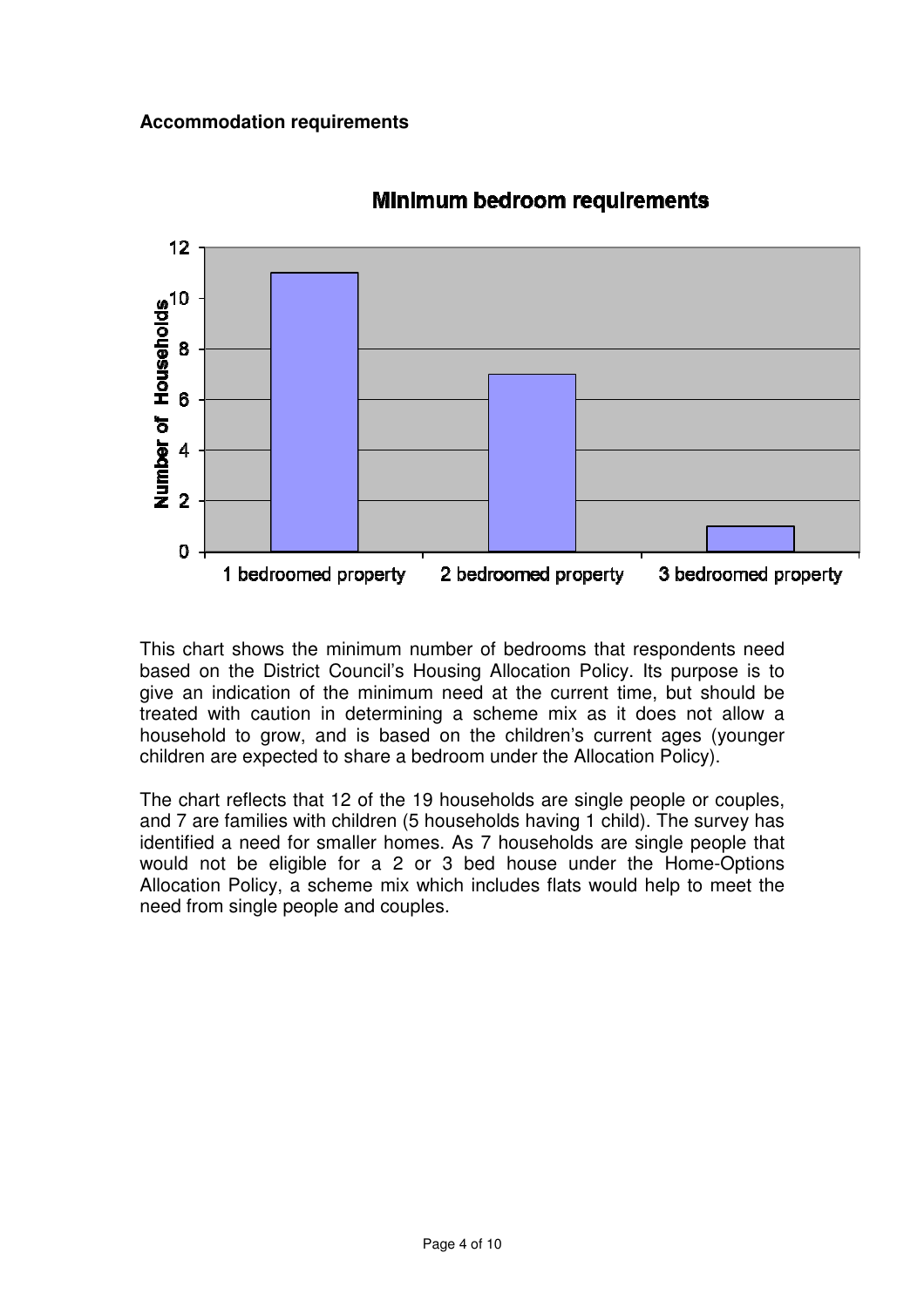**Accommodation requirements**

This chart shows the minimum number of bedrooms that respondents need based on the District Council's Housing Allocation Policy. Its purpose is to give an indication of the minimum need at the current time, but should be treated with caution in determining a scheme mix as it does not allow a household to grow, and is based on the children's current ages (younger children are expected to share a bedroom under the Allocation Policy).

The chart reflects that 12 of the 19 households are single people or couples, and 7 are families with children (5 households having 1 child). The survey has identified a need for smaller homes. As 7 households are single people that would not be eligible for a 2 or 3 bed house under the Home-Options Allocation Policy, a scheme mix which includes flats would help to meet the need from single people and couples.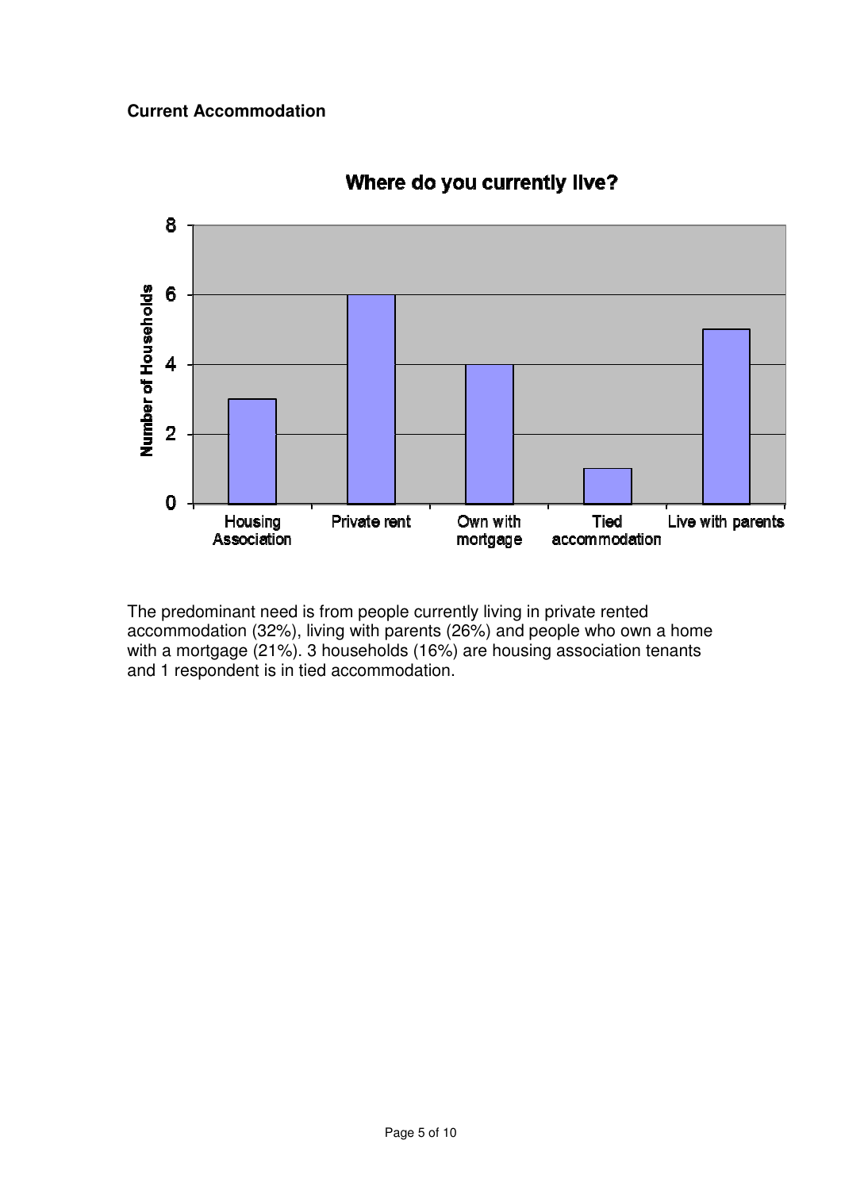**Current Accommodation**

The predominant need is from people currently living in private rented accommodation (32%), living with parents (26%) and people who own a home with a mortgage (21%). 3 households (16%) are housing association tenants and 1 respondent is in tied accommodation.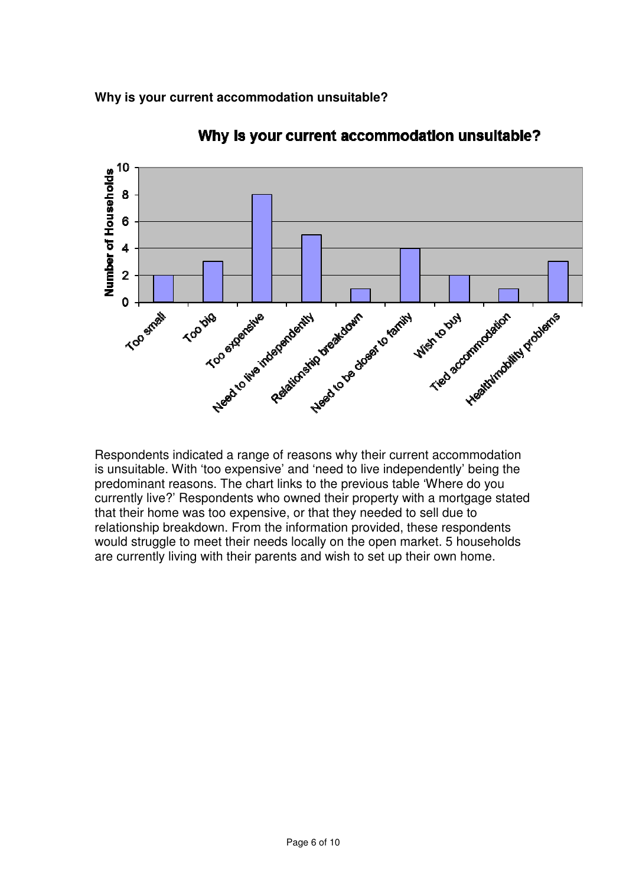**Why is your current accommodation unsuitable?**

Why is your current accommodation unsuitable?

| Reason | Number of Households |
|---|---|
| Too small | 2 |
| Too big | 3 |
| Too expensive | 8 |
| Need to live independently | 5 |
| Relationship breakdown | 1 |
| Need to be closer to family | 4 |
| Wish to buy | 2 |
| Tied accommodation | 1 |
| Health/mobility problems | 3 |

Respondents indicated a range of reasons why their current accommodation is unsuitable. With ‘too expensive’ and ‘need to live independently’ being the predominant reasons. The chart links to the previous table ‘Where do you currently live?’ Respondents who owned their property with a mortgage stated that their home was too expensive, or that they needed to sell due to relationship breakdown. From the information provided, these respondents would struggle to meet their needs locally on the open market. 5 households are currently living with their parents and wish to set up their own home.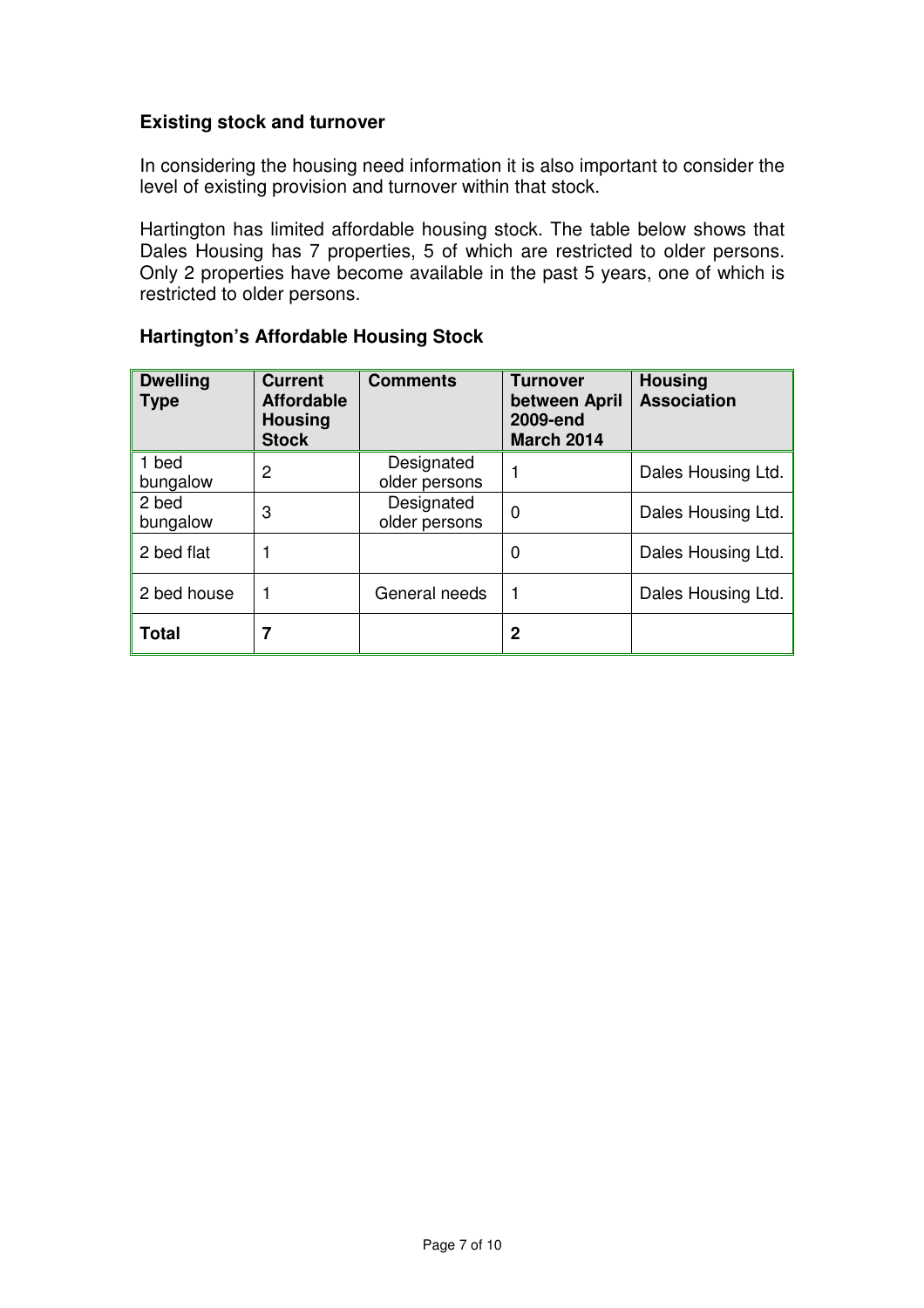### Existing stock and turnover

In considering the housing need information it is also important to consider the level of existing provision and turnover within that stock.

Hartington has limited affordable housing stock. The table below shows that Dales Housing has 7 properties, 5 of which are restricted to older persons. Only 2 properties have become available in the past 5 years, one of which is restricted to older persons.

### Hartington's Affordable Housing Stock

| Dwelling Type | Current Affordable Housing Stock | Comments | Turnover between April 2009-end March 2014 | Housing Association |
|---|---|---|---|---|
| 1 bed bungalow | 2 | Designated older persons | 1 | Dales Housing Ltd. |
| 2 bed bungalow | 3 | Designated older persons | 0 | Dales Housing Ltd. |
| 2 bed flat | 1 | | 0 | Dales Housing Ltd. |
| 2 bed house | 1 | General needs | 1 | Dales Housing Ltd. |
| **Total** | **7** | | **2** | |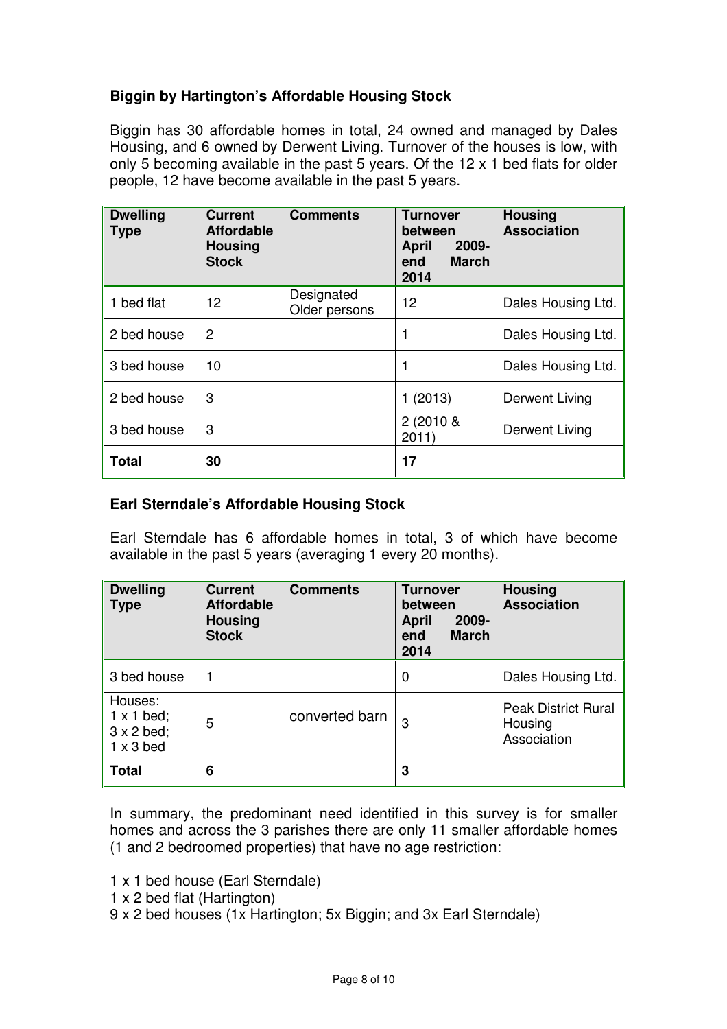### Biggin by Hartington's Affordable Housing Stock

Biggin has 30 affordable homes in total, 24 owned and managed by Dales Housing, and 6 owned by Derwent Living. Turnover of the houses is low, with only 5 becoming available in the past 5 years. Of the 12 x 1 bed flats for older people, 12 have become available in the past 5 years.

| Dwelling Type | Current Affordable Housing Stock | Comments | Turnover between April 2009-end March 2014 | Housing Association |
| --- | --- | --- | --- | --- |
| 1 bed flat | 12 | Designated Older persons | 12 | Dales Housing Ltd. |
| 2 bed house | 2 | | 1 | Dales Housing Ltd. |
| 3 bed house | 10 | | 1 | Dales Housing Ltd. |
| 2 bed house | 3 | | 1 (2013) | Derwent Living |
| 3 bed house | 3 | | 2 (2010 & 2011) | Derwent Living |
| **Total** | **30** | | **17** | |

### Earl Sterndale's Affordable Housing Stock

Earl Sterndale has 6 affordable homes in total, 3 of which have become available in the past 5 years (averaging 1 every 20 months).

| Dwelling Type | Current Affordable Housing Stock | Comments | Turnover between April 2009-end March 2014 | Housing Association |
| --- | --- | --- | --- | --- |
| 3 bed house | 1 | | 0 | Dales Housing Ltd. |
| Houses: 1 x 1 bed; 3 x 2 bed; 1 x 3 bed | 5 | converted barn | 3 | Peak District Rural Housing Association |
| **Total** | **6** | | **3** | |

In summary, the predominant need identified in this survey is for smaller homes and across the 3 parishes there are only 11 smaller affordable homes (1 and 2 bedroomed properties) that have no age restriction:

1 x 1 bed house (Earl Sterndale)
1 x 2 bed flat (Hartington)
9 x 2 bed houses (1x Hartington; 5x Biggin; and 3x Earl Sterndale)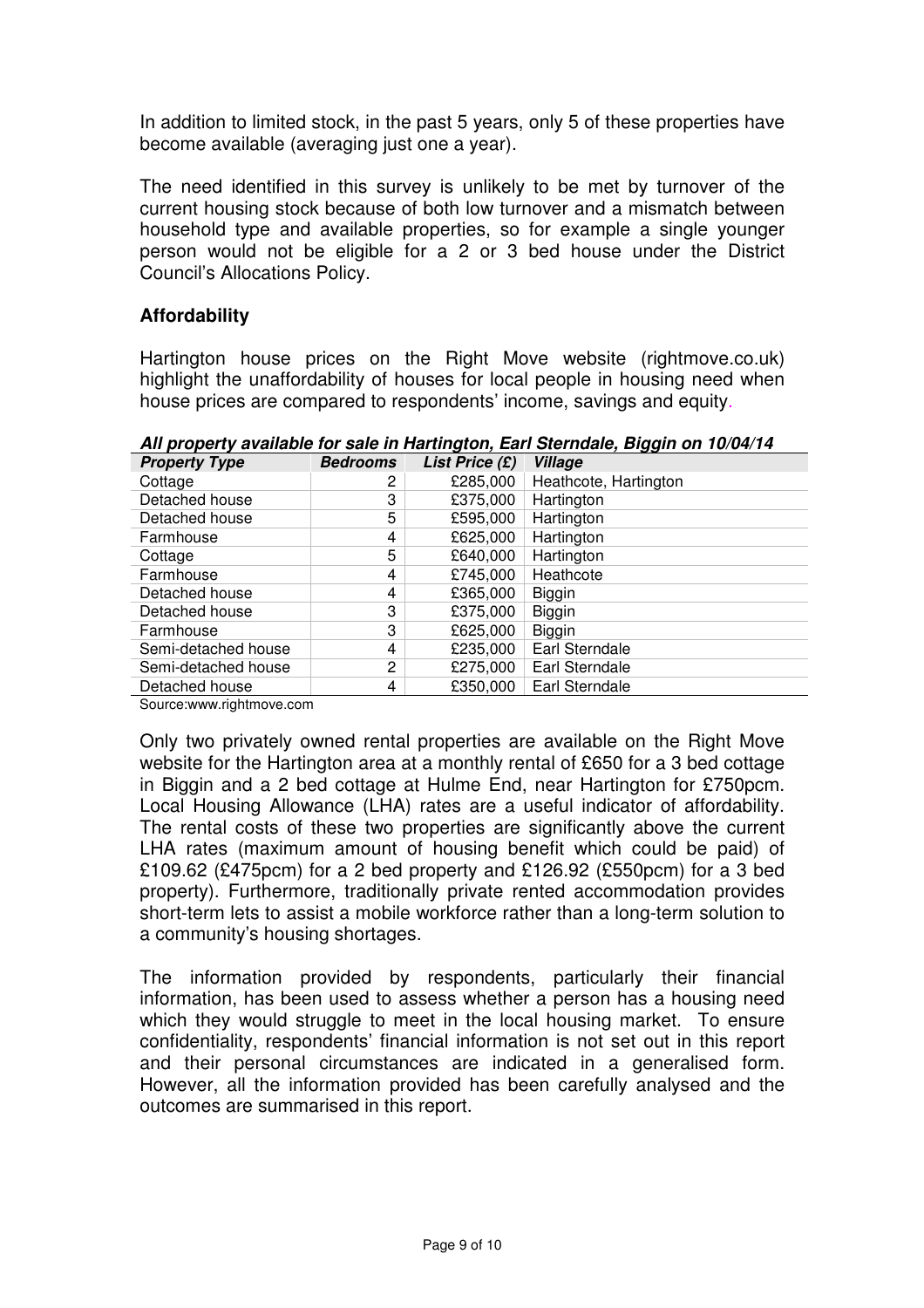In addition to limited stock, in the past 5 years, only 5 of these properties have become available (averaging just one a year).

The need identified in this survey is unlikely to be met by turnover of the current housing stock because of both low turnover and a mismatch between household type and available properties, so for example a single younger person would not be eligible for a 2 or 3 bed house under the District Council's Allocations Policy.

### Affordability

Hartington house prices on the Right Move website (rightmove.co.uk) highlight the unaffordability of houses for local people in housing need when house prices are compared to respondents' income, savings and equity.

***All property available for sale in Hartington, Earl Sterndale, Biggin on 10/04/14***

| *Property Type* | *Bedrooms* | *List Price (£)* | *Village* |
|---|---|---|---|
| Cottage | 2 | £285,000 | Heathcote, Hartington |
| Detached house | 3 | £375,000 | Hartington |
| Detached house | 5 | £595,000 | Hartington |
| Farmhouse | 4 | £625,000 | Hartington |
| Cottage | 5 | £640,000 | Hartington |
| Farmhouse | 4 | £745,000 | Heathcote |
| Detached house | 4 | £365,000 | Biggin |
| Detached house | 3 | £375,000 | Biggin |
| Farmhouse | 3 | £625,000 | Biggin |
| Semi-detached house | 4 | £235,000 | Earl Sterndale |
| Semi-detached house | 2 | £275,000 | Earl Sterndale |
| Detached house | 4 | £350,000 | Earl Sterndale |

Source:www.rightmove.com

Only two privately owned rental properties are available on the Right Move website for the Hartington area at a monthly rental of £650 for a 3 bed cottage in Biggin and a 2 bed cottage at Hulme End, near Hartington for £750pcm. Local Housing Allowance (LHA) rates are a useful indicator of affordability. The rental costs of these two properties are significantly above the current LHA rates (maximum amount of housing benefit which could be paid) of £109.62 (£475pcm) for a 2 bed property and £126.92 (£550pcm) for a 3 bed property). Furthermore, traditionally private rented accommodation provides short-term lets to assist a mobile workforce rather than a long-term solution to a community's housing shortages.

The information provided by respondents, particularly their financial information, has been used to assess whether a person has a housing need which they would struggle to meet in the local housing market. To ensure confidentiality, respondents' financial information is not set out in this report and their personal circumstances are indicated in a generalised form. However, all the information provided has been carefully analysed and the outcomes are summarised in this report.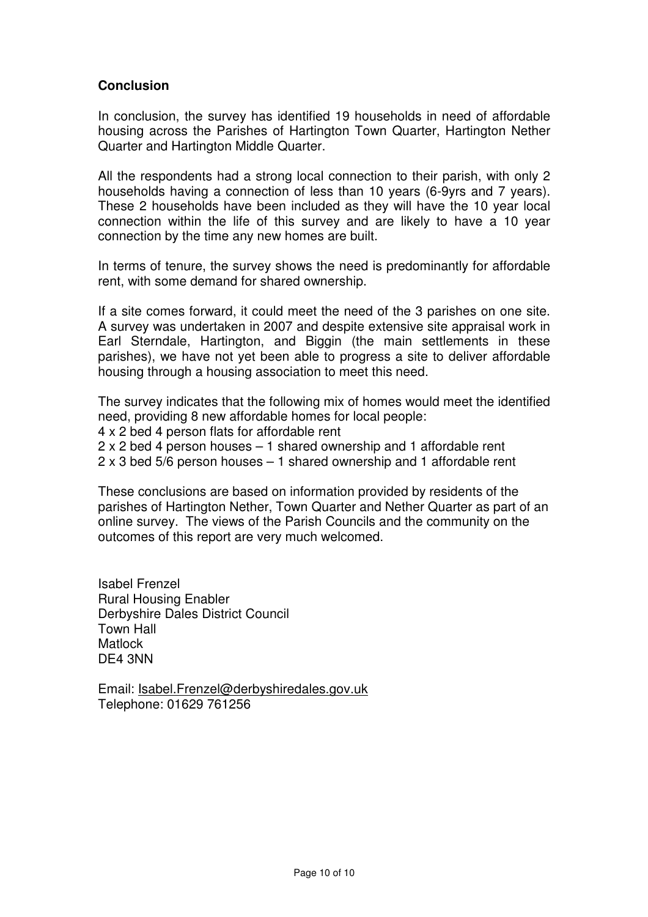## Conclusion

In conclusion, the survey has identified 19 households in need of affordable housing across the Parishes of Hartington Town Quarter, Hartington Nether Quarter and Hartington Middle Quarter.

All the respondents had a strong local connection to their parish, with only 2 households having a connection of less than 10 years (6-9yrs and 7 years). These 2 households have been included as they will have the 10 year local connection within the life of this survey and are likely to have a 10 year connection by the time any new homes are built.

In terms of tenure, the survey shows the need is predominantly for affordable rent, with some demand for shared ownership.

If a site comes forward, it could meet the need of the 3 parishes on one site. A survey was undertaken in 2007 and despite extensive site appraisal work in Earl Sterndale, Hartington, and Biggin (the main settlements in these parishes), we have not yet been able to progress a site to deliver affordable housing through a housing association to meet this need.

The survey indicates that the following mix of homes would meet the identified need, providing 8 new affordable homes for local people:
4 x 2 bed 4 person flats for affordable rent
2 x 2 bed 4 person houses – 1 shared ownership and 1 affordable rent
2 x 3 bed 5/6 person houses – 1 shared ownership and 1 affordable rent

These conclusions are based on information provided by residents of the parishes of Hartington Nether, Town Quarter and Nether Quarter as part of an online survey. The views of the Parish Councils and the community on the outcomes of this report are very much welcomed.

Isabel Frenzel
Rural Housing Enabler
Derbyshire Dales District Council
Town Hall
Matlock
DE4 3NN

Email: Isabel.Frenzel@derbyshiredales.gov.uk
Telephone: 01629 761256